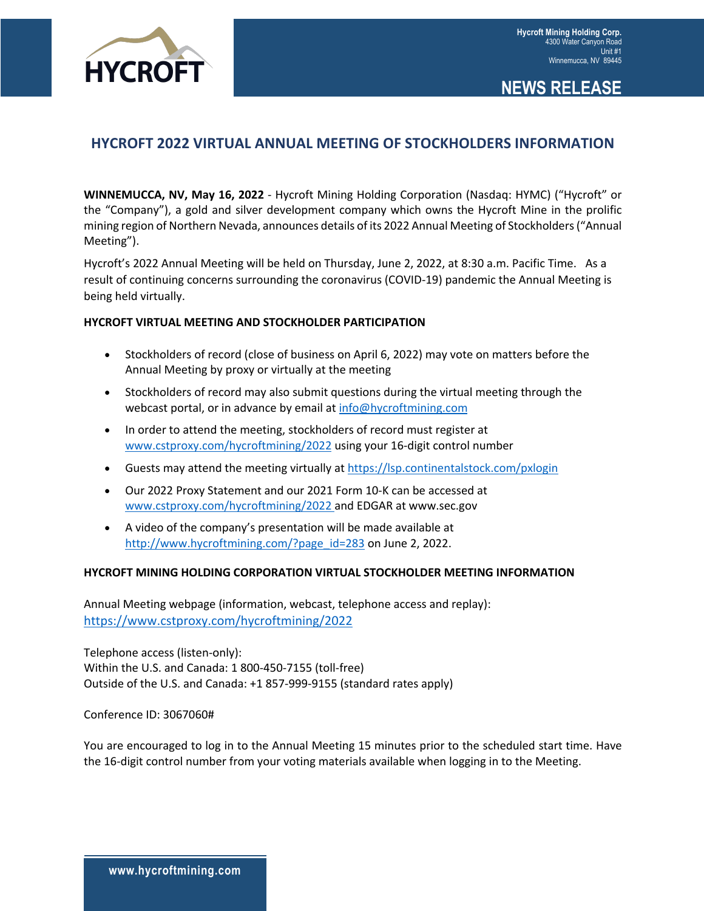Hycroft Mining Holding Corp.
4300 Water Canyon Road
Unit #1
Winnemucca, NV 89445

NEWS RELEASE

# HYCROFT 2022 VIRTUAL ANNUAL MEETING OF STOCKHOLDERS INFORMATION

**WINNEMUCCA, NV, May 16, 2022** - Hycroft Mining Holding Corporation (Nasdaq: HYMC) ("Hycroft" or the "Company"), a gold and silver development company which owns the Hycroft Mine in the prolific mining region of Northern Nevada, announces details of its 2022 Annual Meeting of Stockholders ("Annual Meeting").

Hycroft's 2022 Annual Meeting will be held on Thursday, June 2, 2022, at 8:30 a.m. Pacific Time. As a result of continuing concerns surrounding the coronavirus (COVID-19) pandemic the Annual Meeting is being held virtually.

**HYCROFT VIRTUAL MEETING AND STOCKHOLDER PARTICIPATION**

- Stockholders of record (close of business on April 6, 2022) may vote on matters before the Annual Meeting by proxy or virtually at the meeting
- Stockholders of record may also submit questions during the virtual meeting through the webcast portal, or in advance by email at info@hycroftmining.com
- In order to attend the meeting, stockholders of record must register at www.cstproxy.com/hycroftmining/2022 using your 16-digit control number
- Guests may attend the meeting virtually at https://lsp.continentalstock.com/pxlogin
- Our 2022 Proxy Statement and our 2021 Form 10-K can be accessed at www.cstproxy.com/hycroftmining/2022 and EDGAR at www.sec.gov
- A video of the company's presentation will be made available at http://www.hycroftmining.com/?page_id=283 on June 2, 2022.

**HYCROFT MINING HOLDING CORPORATION VIRTUAL STOCKHOLDER MEETING INFORMATION**

Annual Meeting webpage (information, webcast, telephone access and replay):
https://www.cstproxy.com/hycroftmining/2022

Telephone access (listen-only):
Within the U.S. and Canada: 1 800-450-7155 (toll-free)
Outside of the U.S. and Canada: +1 857-999-9155 (standard rates apply)

Conference ID: 3067060#

You are encouraged to log in to the Annual Meeting 15 minutes prior to the scheduled start time. Have the 16-digit control number from your voting materials available when logging in to the Meeting.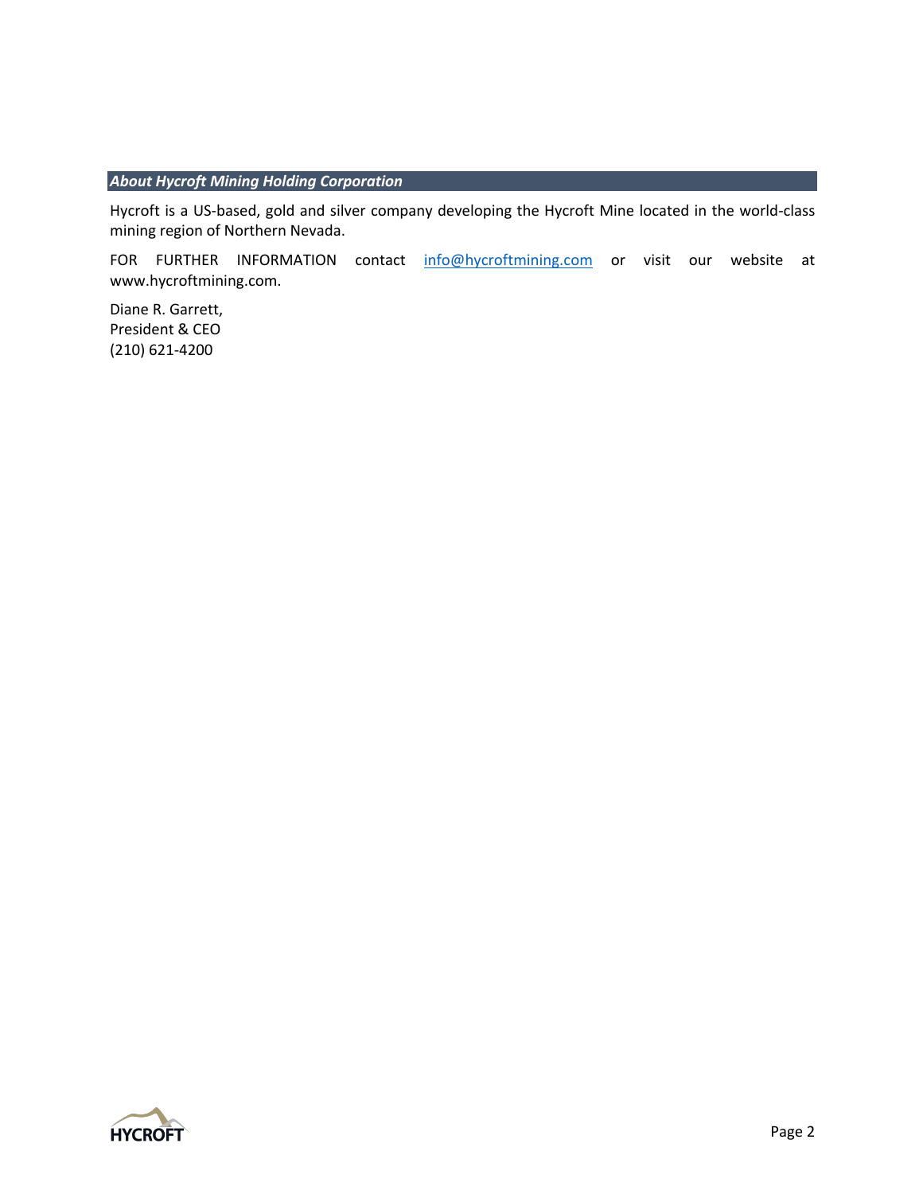### *About Hycroft Mining Holding Corporation*

Hycroft is a US-based, gold and silver company developing the Hycroft Mine located in the world-class mining region of Northern Nevada.

FOR FURTHER INFORMATION contact info@hycroftmining.com or visit our website at www.hycroftmining.com.

Diane R. Garrett,
President & CEO
(210) 621-4200